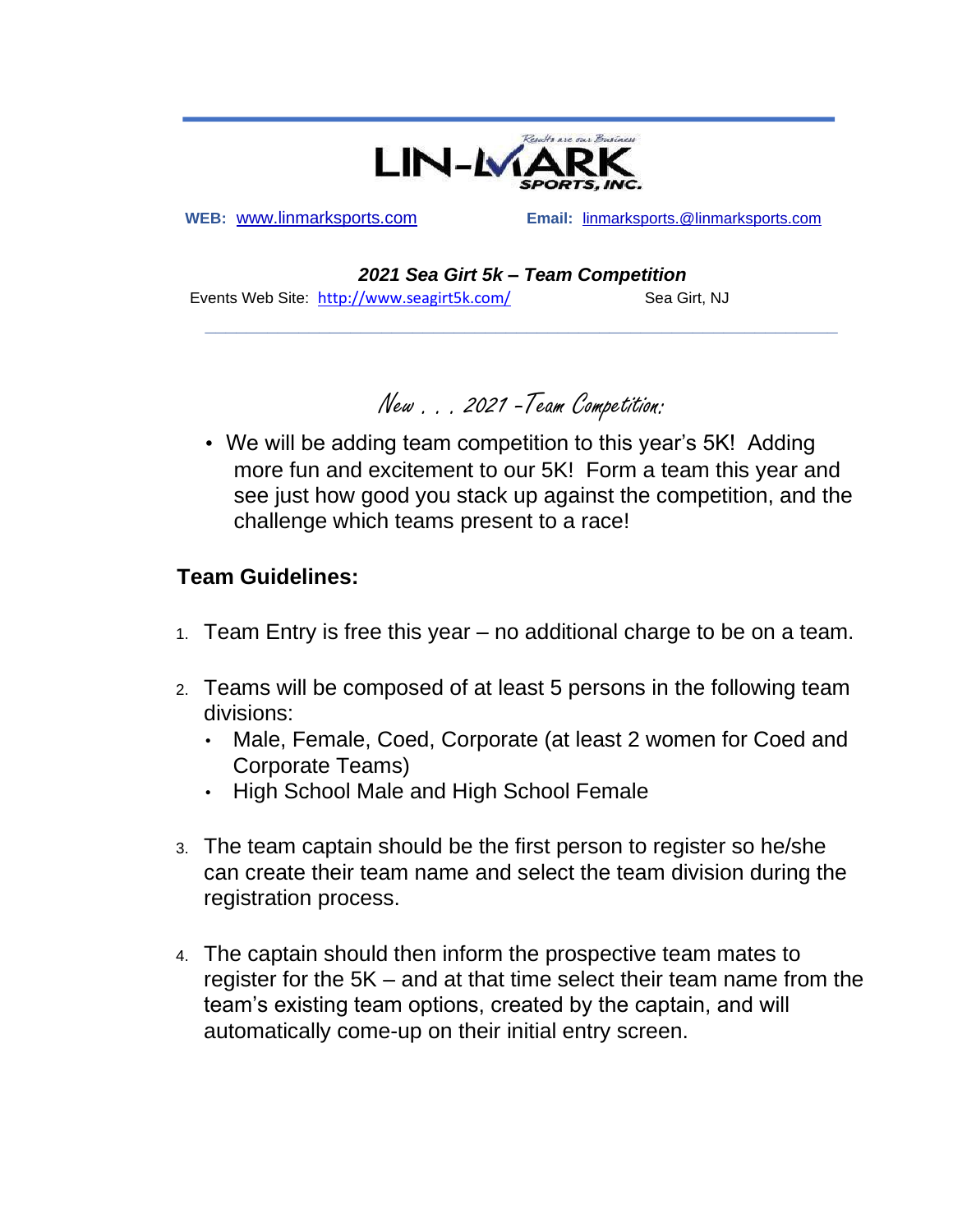LIN-MARK SPORTS, INC.

Results are our Business

**WEB:** www.linmarksports.com **Email:** linmarksports.@linmarksports.com

***2021 Sea Girt 5k – Team Competition***

Events Web Site: http://www.seagirt5k.com/ Sea Girt, NJ

---

## *New . . . 2021 –Team Competition:*

- We will be adding team competition to this year's 5K! Adding more fun and excitement to our 5K! Form a team this year and see just how good you stack up against the competition, and the challenge which teams present to a race!

### Team Guidelines:

1. Team Entry is free this year – no additional charge to be on a team.
2. Teams will be composed of at least 5 persons in the following team divisions:
   - Male, Female, Coed, Corporate (at least 2 women for Coed and Corporate Teams)
   - High School Male and High School Female
3. The team captain should be the first person to register so he/she can create their team name and select the team division during the registration process.
4. The captain should then inform the prospective team mates to register for the 5K – and at that time select their team name from the team's existing team options, created by the captain, and will automatically come-up on their initial entry screen.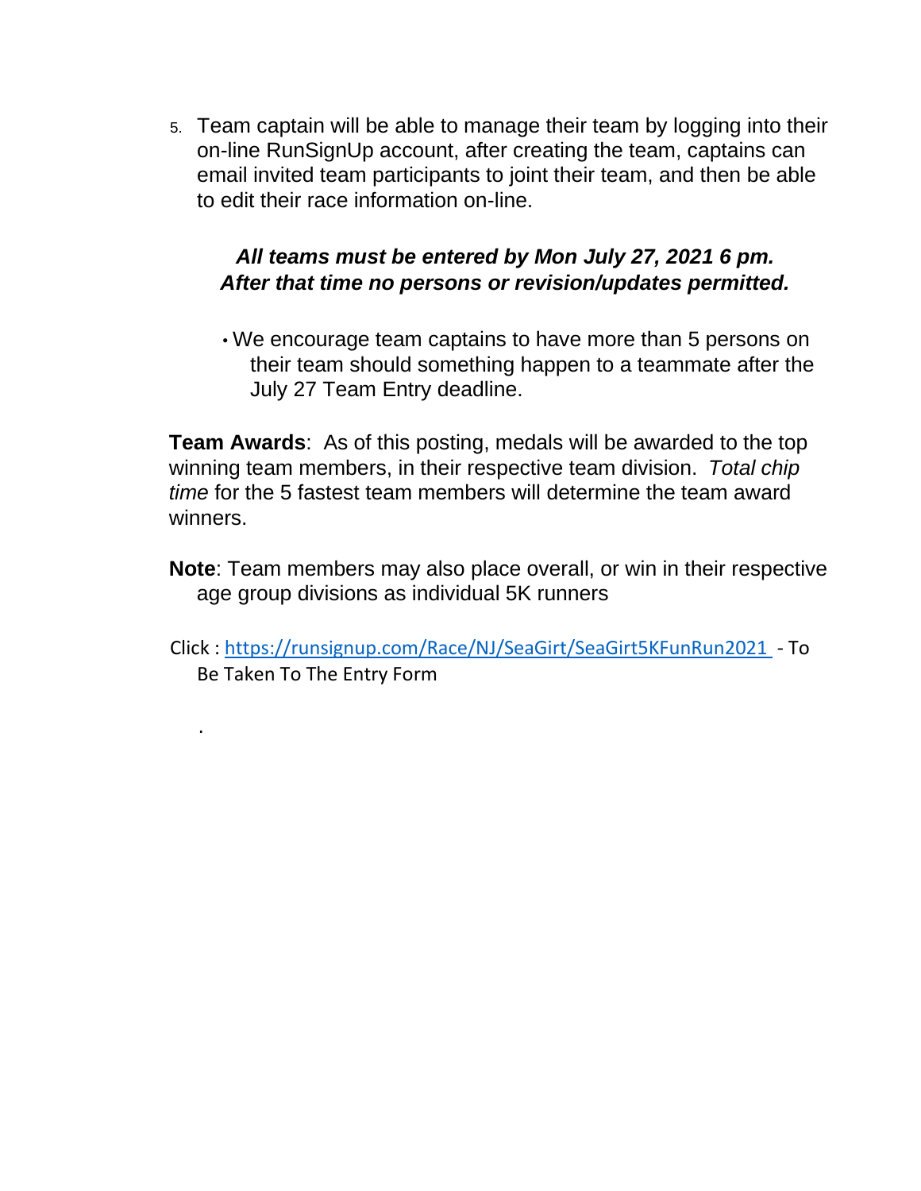5. Team captain will be able to manage their team by logging into their on-line RunSignUp account, after creating the team, captains can email invited team participants to joint their team, and then be able to edit their race information on-line.

***All teams must be entered by Mon July 27, 2021 6 pm.***
***After that time no persons or revision/updates permitted.***

- We encourage team captains to have more than 5 persons on their team should something happen to a teammate after the July 27 Team Entry deadline.

**Team Awards**: As of this posting, medals will be awarded to the top winning team members, in their respective team division. *Total chip time* for the 5 fastest team members will determine the team award winners.

**Note**: Team members may also place overall, or win in their respective age group divisions as individual 5K runners

Click : [https://runsignup.com/Race/NJ/SeaGirt/SeaGirt5KFunRun2021](https://runsignup.com/Race/NJ/SeaGirt/SeaGirt5KFunRun2021) - To Be Taken To The Entry Form

.